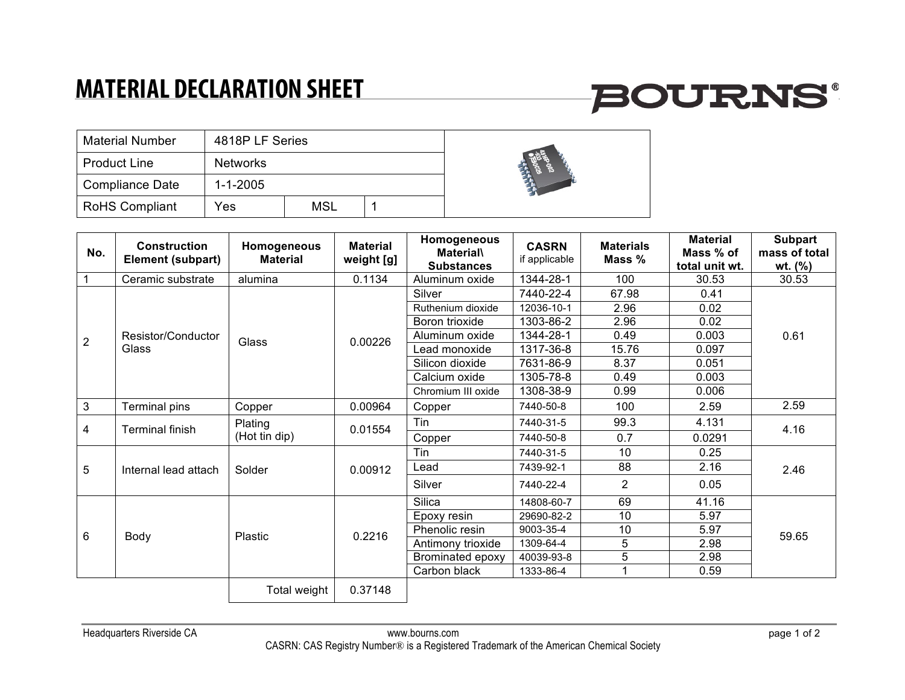# MATERIAL DECLARATION SHEET

BOURNS®

| Material Number | 4818P LF Series | | |
|---|---|---|---|
| Product Line | Networks | | |
| Compliance Date | 1-1-2005 | | |
| RoHS Compliant | Yes | MSL | 1 |

| No. | Construction Element (subpart) | Homogeneous Material | Material weight [g] | Homogeneous Material\ Substances | CASRN if applicable | Materials Mass % | Material Mass % of total unit wt. | Subpart mass of total wt. (%) |
|---|---|---|---|---|---|---|---|---|
| 1 | Ceramic substrate | alumina | 0.1134 | Aluminum oxide | 1344-28-1 | 100 | 30.53 | 30.53 |
| 2 | Resistor/Conductor Glass | Glass | 0.00226 | Silver | 7440-22-4 | 67.98 | 0.41 | 0.61 |
| | | | | Ruthenium dioxide | 12036-10-1 | 2.96 | 0.02 | |
| | | | | Boron trioxide | 1303-86-2 | 2.96 | 0.02 | |
| | | | | Aluminum oxide | 1344-28-1 | 0.49 | 0.003 | |
| | | | | Lead monoxide | 1317-36-8 | 15.76 | 0.097 | |
| | | | | Silicon dioxide | 7631-86-9 | 8.37 | 0.051 | |
| | | | | Calcium oxide | 1305-78-8 | 0.49 | 0.003 | |
| | | | | Chromium III oxide | 1308-38-9 | 0.99 | 0.006 | |
| 3 | Terminal pins | Copper | 0.00964 | Copper | 7440-50-8 | 100 | 2.59 | 2.59 |
| 4 | Terminal finish | Plating (Hot tin dip) | 0.01554 | Tin | 7440-31-5 | 99.3 | 4.131 | 4.16 |
| | | | | Copper | 7440-50-8 | 0.7 | 0.0291 | |
| 5 | Internal lead attach | Solder | 0.00912 | Tin | 7440-31-5 | 10 | 0.25 | 2.46 |
| | | | | Lead | 7439-92-1 | 88 | 2.16 | |
| | | | | Silver | 7440-22-4 | 2 | 0.05 | |
| 6 | Body | Plastic | 0.2216 | Silica | 14808-60-7 | 69 | 41.16 | 59.65 |
| | | | | Epoxy resin | 29690-82-2 | 10 | 5.97 | |
| | | | | Phenolic resin | 9003-35-4 | 10 | 5.97 | |
| | | | | Antimony trioxide | 1309-64-4 | 5 | 2.98 | |
| | | | | Brominated epoxy | 40039-93-8 | 5 | 2.98 | |
| | | | | Carbon black | 1333-86-4 | 1 | 0.59 | |
| | | Total weight | 0.37148 | | | | | |

Headquarters Riverside CA  www.bourns.com

CASRN: CAS Registry Number® is a Registered Trademark of the American Chemical Society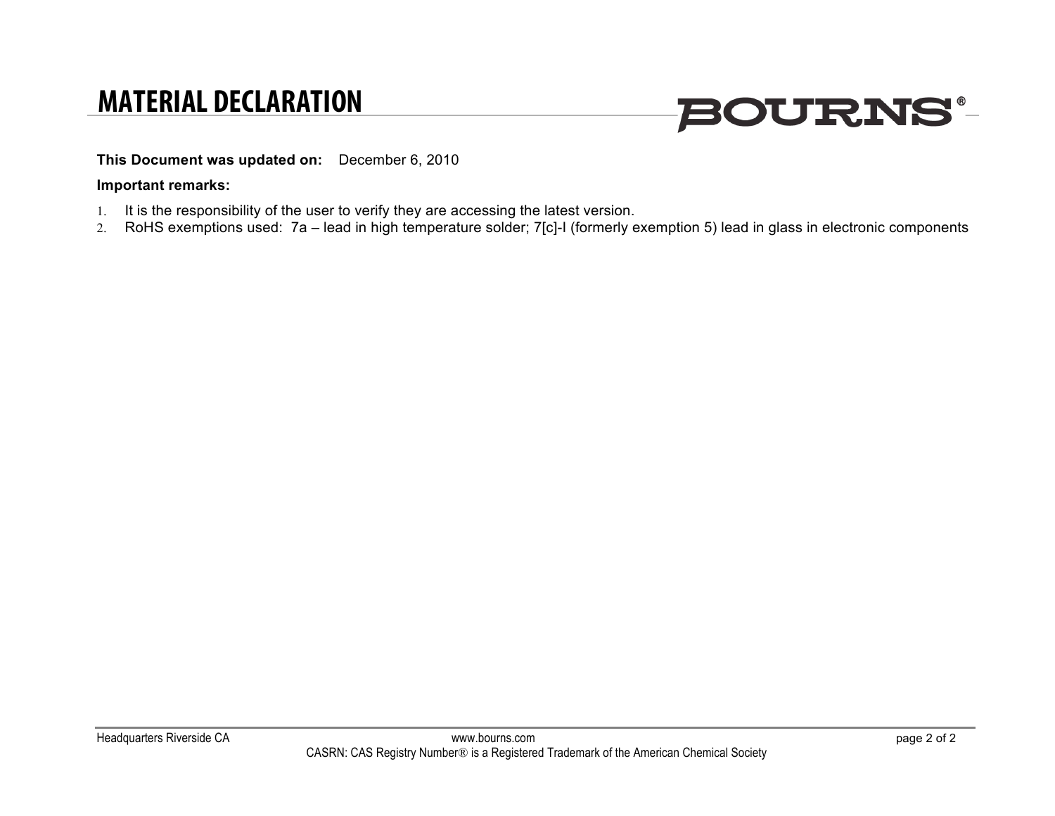# MATERIAL DECLARATION

**This Document was updated on:** December 6, 2010

**Important remarks:**

1. It is the responsibility of the user to verify they are accessing the latest version.
2. RoHS exemptions used: 7a – lead in high temperature solder; 7[c]-I (formerly exemption 5) lead in glass in electronic components

Headquarters Riverside CA www.bourns.com

CASRN: CAS Registry Number® is a Registered Trademark of the American Chemical Society